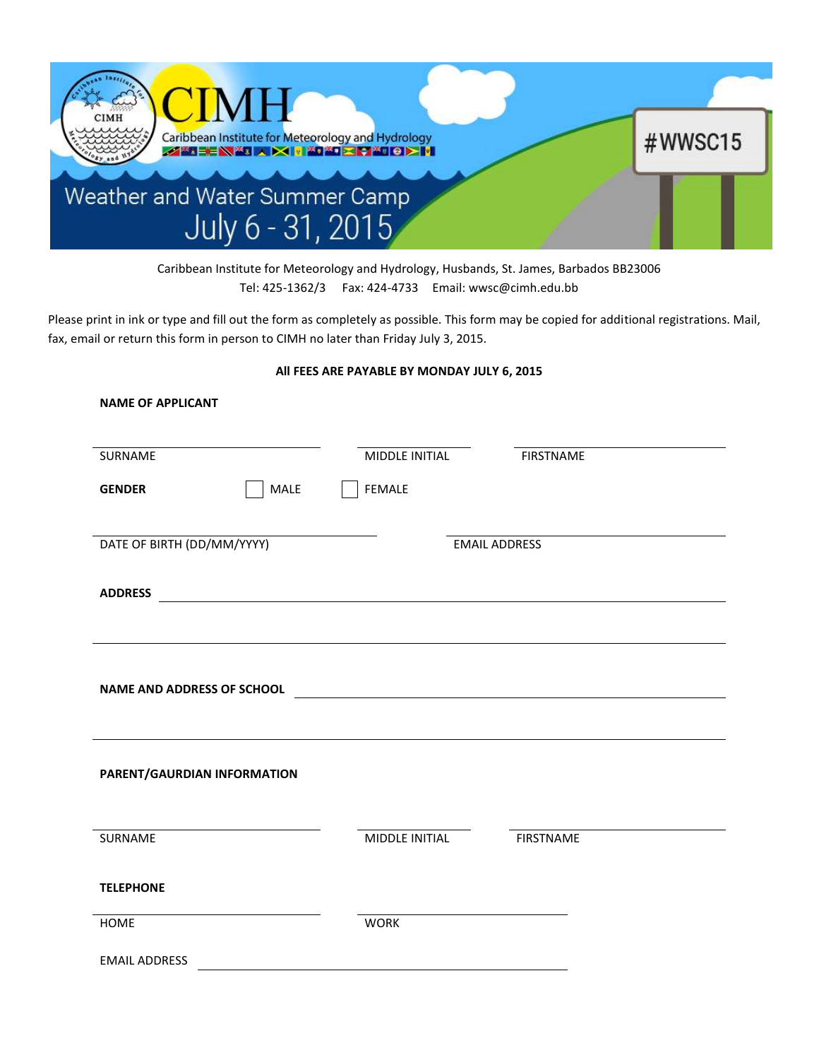# CIMH

Caribbean Institute for Meteorology and Hydrology

## Weather and Water Summer Camp

## July 6 - 31, 2015

#WWSC15

Caribbean Institute for Meteorology and Hydrology, Husbands, St. James, Barbados BB23006
Tel: 425-1362/3 Fax: 424-4733 Email: wwsc@cimh.edu.bb

Please print in ink or type and fill out the form as completely as possible. This form may be copied for additional registrations. Mail, fax, email or return this form in person to CIMH no later than Friday July 3, 2015.

**All FEES ARE PAYABLE BY MONDAY JULY 6, 2015**

**NAME OF APPLICANT**

SURNAME ______________ MIDDLE INITIAL ______________ FIRSTNAME ______________

**GENDER** ☐ MALE ☐ FEMALE

DATE OF BIRTH (DD/MM/YYYY) ______________ EMAIL ADDRESS ______________

**ADDRESS** ______________________________

______________________________

**NAME AND ADDRESS OF SCHOOL** ______________________________

______________________________

**PARENT/GAURDIAN INFORMATION**

SURNAME ______________ MIDDLE INITIAL ______________ FIRSTNAME ______________

**TELEPHONE**

HOME ______________ WORK ______________

EMAIL ADDRESS ______________________________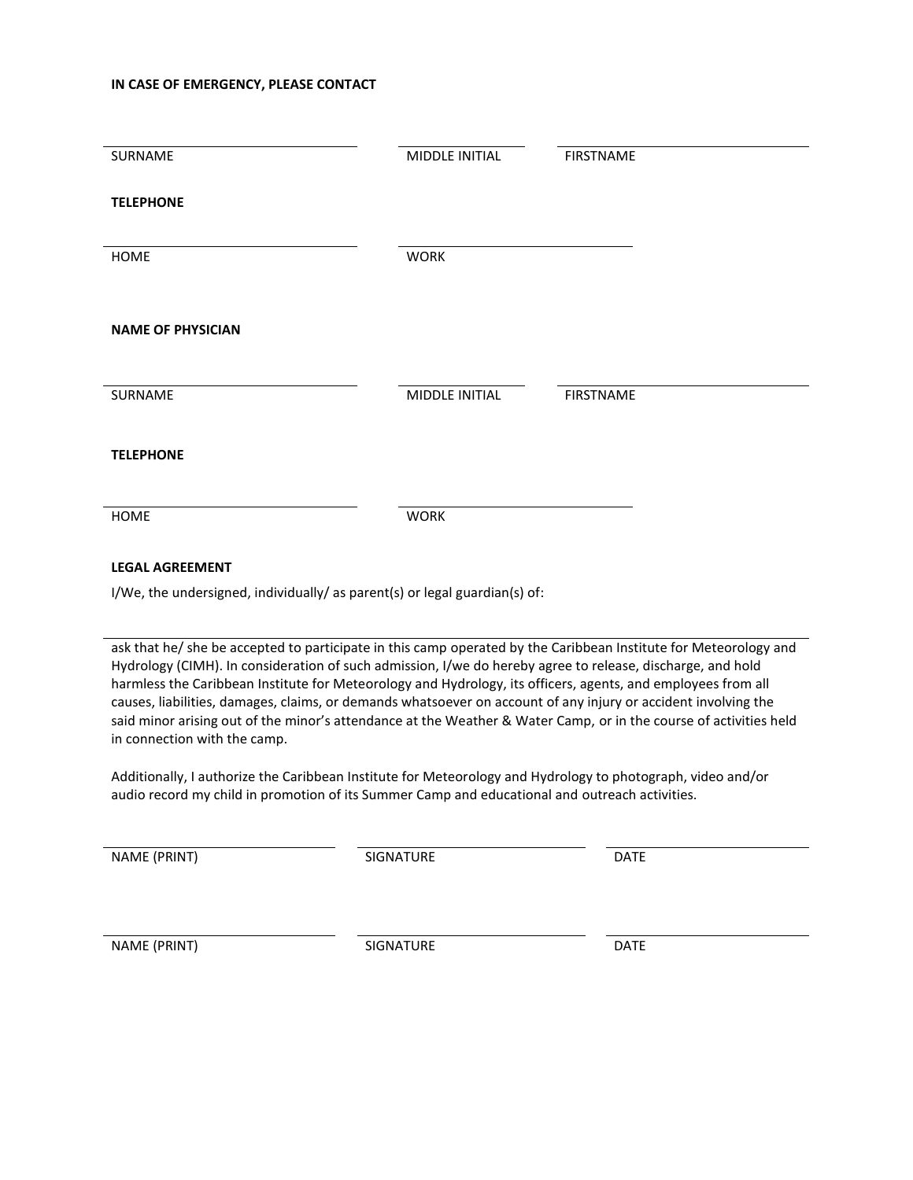**IN CASE OF EMERGENCY, PLEASE CONTACT**

| SURNAME | MIDDLE INITIAL | FIRSTNAME |
|---|---|---|

**TELEPHONE**

| HOME | WORK |
|---|---|

**NAME OF PHYSICIAN**

| SURNAME | MIDDLE INITIAL | FIRSTNAME |
|---|---|---|

**TELEPHONE**

| HOME | WORK |
|---|---|

**LEGAL AGREEMENT**

I/We, the undersigned, individually/ as parent(s) or legal guardian(s) of:

\_\_\_\_\_\_\_\_\_\_\_\_\_\_\_\_\_\_\_\_\_\_\_\_\_\_\_\_\_\_\_\_\_\_\_\_\_\_\_\_

ask that he/ she be accepted to participate in this camp operated by the Caribbean Institute for Meteorology and Hydrology (CIMH). In consideration of such admission, I/we do hereby agree to release, discharge, and hold harmless the Caribbean Institute for Meteorology and Hydrology, its officers, agents, and employees from all causes, liabilities, damages, claims, or demands whatsoever on account of any injury or accident involving the said minor arising out of the minor's attendance at the Weather & Water Camp, or in the course of activities held in connection with the camp.

Additionally, I authorize the Caribbean Institute for Meteorology and Hydrology to photograph, video and/or audio record my child in promotion of its Summer Camp and educational and outreach activities.

| NAME (PRINT) | SIGNATURE | DATE |
|---|---|---|
| | | |
| NAME (PRINT) | SIGNATURE | DATE |